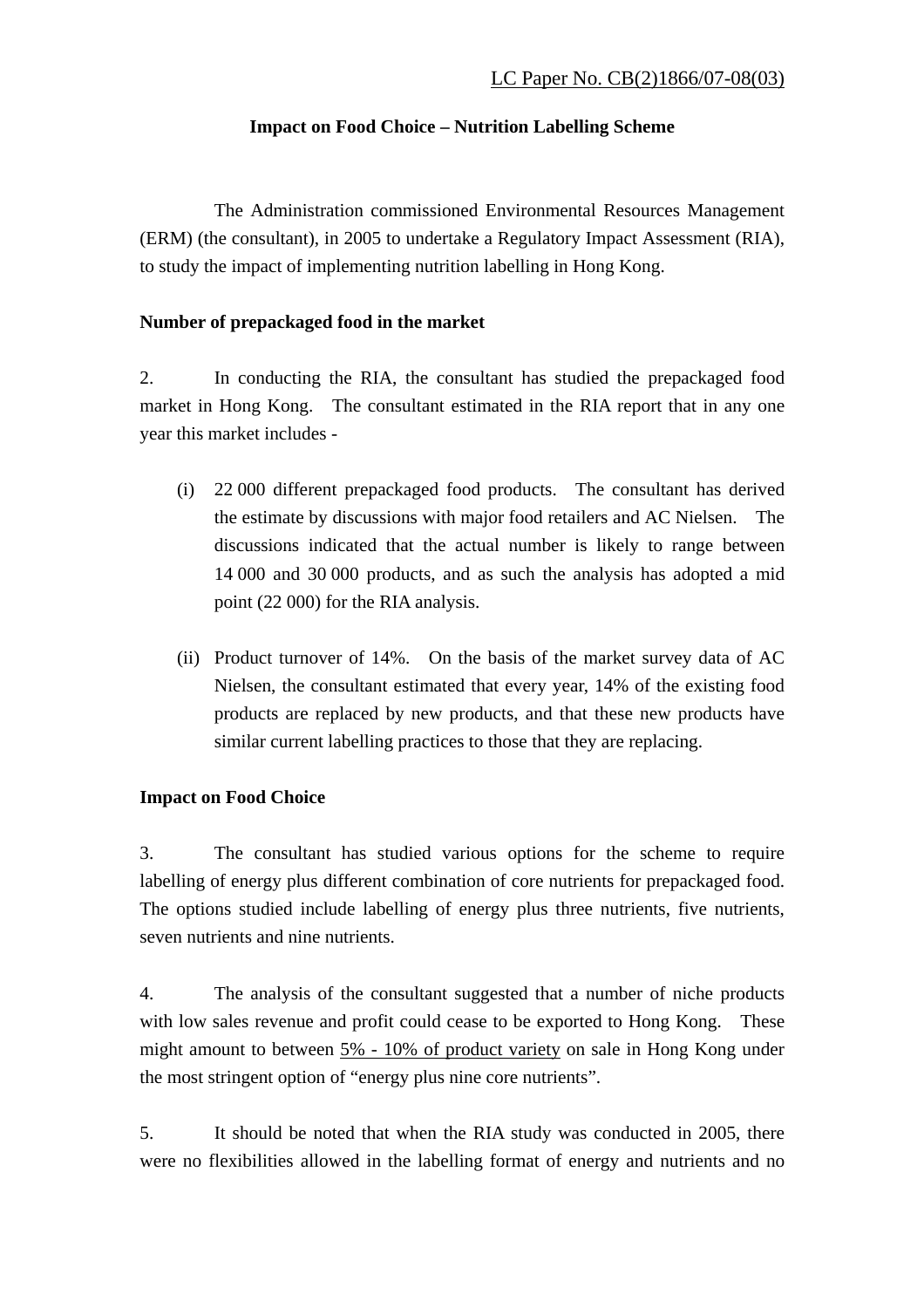LC Paper No. CB(2)1866/07-08(03)

# Impact on Food Choice – Nutrition Labelling Scheme

The Administration commissioned Environmental Resources Management (ERM) (the consultant), in 2005 to undertake a Regulatory Impact Assessment (RIA), to study the impact of implementing nutrition labelling in Hong Kong.

## Number of prepackaged food in the market

2. In conducting the RIA, the consultant has studied the prepackaged food market in Hong Kong. The consultant estimated in the RIA report that in any one year this market includes -

(i) 22 000 different prepackaged food products. The consultant has derived the estimate by discussions with major food retailers and AC Nielsen. The discussions indicated that the actual number is likely to range between 14 000 and 30 000 products, and as such the analysis has adopted a mid point (22 000) for the RIA analysis.

(ii) Product turnover of 14%. On the basis of the market survey data of AC Nielsen, the consultant estimated that every year, 14% of the existing food products are replaced by new products, and that these new products have similar current labelling practices to those that they are replacing.

## Impact on Food Choice

3. The consultant has studied various options for the scheme to require labelling of energy plus different combination of core nutrients for prepackaged food. The options studied include labelling of energy plus three nutrients, five nutrients, seven nutrients and nine nutrients.

4. The analysis of the consultant suggested that a number of niche products with low sales revenue and profit could cease to be exported to Hong Kong. These might amount to between <u>5% - 10% of product variety</u> on sale in Hong Kong under the most stringent option of "energy plus nine core nutrients".

5. It should be noted that when the RIA study was conducted in 2005, there were no flexibilities allowed in the labelling format of energy and nutrients and no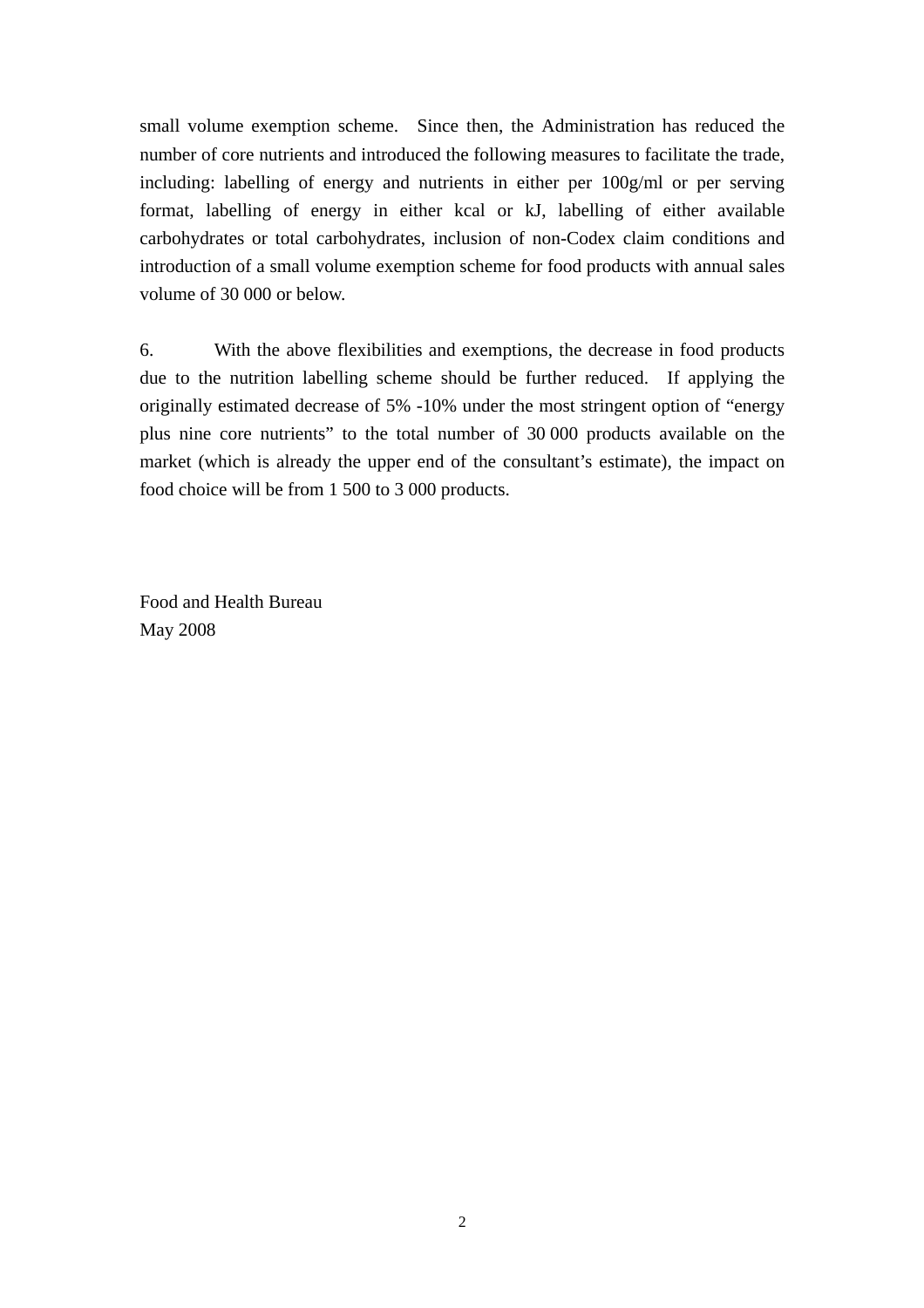small volume exemption scheme. Since then, the Administration has reduced the number of core nutrients and introduced the following measures to facilitate the trade, including: labelling of energy and nutrients in either per 100g/ml or per serving format, labelling of energy in either kcal or kJ, labelling of either available carbohydrates or total carbohydrates, inclusion of non-Codex claim conditions and introduction of a small volume exemption scheme for food products with annual sales volume of 30 000 or below.

6. With the above flexibilities and exemptions, the decrease in food products due to the nutrition labelling scheme should be further reduced. If applying the originally estimated decrease of 5% -10% under the most stringent option of "energy plus nine core nutrients" to the total number of 30 000 products available on the market (which is already the upper end of the consultant's estimate), the impact on food choice will be from 1 500 to 3 000 products.

Food and Health Bureau
May 2008